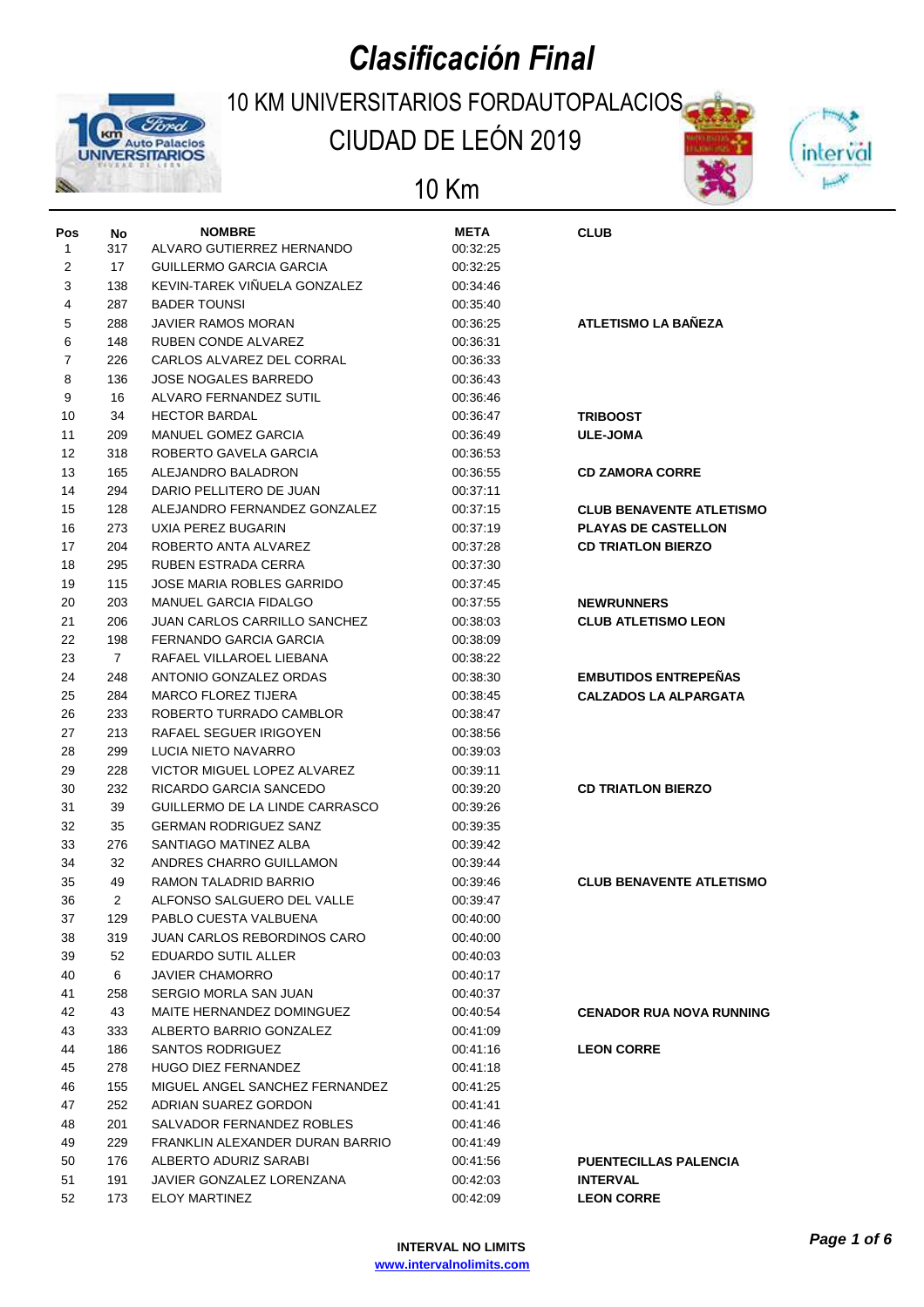# Clasificación Final

## 10 KM UNIVERSITARIOS FORDAUTOPALACIOS CIUDAD DE LEÓN 2019

### 10 Km

| Pos | No | NOMBRE | META | CLUB |
|---|---|---|---|---|
| 1 | 317 | ALVARO GUTIERREZ HERNANDO | 00:32:25 | |
| 2 | 17 | GUILLERMO GARCIA GARCIA | 00:32:25 | |
| 3 | 138 | KEVIN-TAREK VIÑUELA GONZALEZ | 00:34:46 | |
| 4 | 287 | BADER TOUNSI | 00:35:40 | |
| 5 | 288 | JAVIER RAMOS MORAN | 00:36:25 | ATLETISMO LA BAÑEZA |
| 6 | 148 | RUBEN CONDE ALVAREZ | 00:36:31 | |
| 7 | 226 | CARLOS ALVAREZ DEL CORRAL | 00:36:33 | |
| 8 | 136 | JOSE NOGALES BARREDO | 00:36:43 | |
| 9 | 16 | ALVARO FERNANDEZ SUTIL | 00:36:46 | |
| 10 | 34 | HECTOR BARDAL | 00:36:47 | TRIBOOST |
| 11 | 209 | MANUEL GOMEZ GARCIA | 00:36:49 | ULE-JOMA |
| 12 | 318 | ROBERTO GAVELA GARCIA | 00:36:53 | |
| 13 | 165 | ALEJANDRO BALADRON | 00:36:55 | CD ZAMORA CORRE |
| 14 | 294 | DARIO PELLITERO DE JUAN | 00:37:11 | |
| 15 | 128 | ALEJANDRO FERNANDEZ GONZALEZ | 00:37:15 | CLUB BENAVENTE ATLETISMO |
| 16 | 273 | UXIA PEREZ BUGARIN | 00:37:19 | PLAYAS DE CASTELLON |
| 17 | 204 | ROBERTO ANTA ALVAREZ | 00:37:28 | CD TRIATLON BIERZO |
| 18 | 295 | RUBEN ESTRADA CERRA | 00:37:30 | |
| 19 | 115 | JOSE MARIA ROBLES GARRIDO | 00:37:45 | |
| 20 | 203 | MANUEL GARCIA FIDALGO | 00:37:55 | NEWRUNNERS |
| 21 | 206 | JUAN CARLOS CARRILLO SANCHEZ | 00:38:03 | CLUB ATLETISMO LEON |
| 22 | 198 | FERNANDO GARCIA GARCIA | 00:38:09 | |
| 23 | 7 | RAFAEL VILLAROEL LIEBANA | 00:38:22 | |
| 24 | 248 | ANTONIO GONZALEZ ORDAS | 00:38:30 | EMBUTIDOS ENTREPEÑAS |
| 25 | 284 | MARCO FLOREZ TIJERA | 00:38:45 | CALZADOS LA ALPARGATA |
| 26 | 233 | ROBERTO TURRADO CAMBLOR | 00:38:47 | |
| 27 | 213 | RAFAEL SEGUER IRIGOYEN | 00:38:56 | |
| 28 | 299 | LUCIA NIETO NAVARRO | 00:39:03 | |
| 29 | 228 | VICTOR MIGUEL LOPEZ ALVAREZ | 00:39:11 | |
| 30 | 232 | RICARDO GARCIA SANCEDO | 00:39:20 | CD TRIATLON BIERZO |
| 31 | 39 | GUILLERMO DE LA LINDE CARRASCO | 00:39:26 | |
| 32 | 35 | GERMAN RODRIGUEZ SANZ | 00:39:35 | |
| 33 | 276 | SANTIAGO MATINEZ ALBA | 00:39:42 | |
| 34 | 32 | ANDRES CHARRO GUILLAMON | 00:39:44 | |
| 35 | 49 | RAMON TALADRID BARRIO | 00:39:46 | CLUB BENAVENTE ATLETISMO |
| 36 | 2 | ALFONSO SALGUERO DEL VALLE | 00:39:47 | |
| 37 | 129 | PABLO CUESTA VALBUENA | 00:40:00 | |
| 38 | 319 | JUAN CARLOS REBORDINOS CARO | 00:40:00 | |
| 39 | 52 | EDUARDO SUTIL ALLER | 00:40:03 | |
| 40 | 6 | JAVIER CHAMORRO | 00:40:17 | |
| 41 | 258 | SERGIO MORLA SAN JUAN | 00:40:37 | |
| 42 | 43 | MAITE HERNANDEZ DOMINGUEZ | 00:40:54 | CENADOR RUA NOVA RUNNING |
| 43 | 333 | ALBERTO BARRIO GONZALEZ | 00:41:09 | |
| 44 | 186 | SANTOS RODRIGUEZ | 00:41:16 | LEON CORRE |
| 45 | 278 | HUGO DIEZ FERNANDEZ | 00:41:18 | |
| 46 | 155 | MIGUEL ANGEL SANCHEZ FERNANDEZ | 00:41:25 | |
| 47 | 252 | ADRIAN SUAREZ GORDON | 00:41:41 | |
| 48 | 201 | SALVADOR FERNANDEZ ROBLES | 00:41:46 | |
| 49 | 229 | FRANKLIN ALEXANDER DURAN BARRIO | 00:41:49 | |
| 50 | 176 | ALBERTO ADURIZ SARABI | 00:41:56 | PUENTECILLAS PALENCIA |
| 51 | 191 | JAVIER GONZALEZ LORENZANA | 00:42:03 | INTERVAL |
| 52 | 173 | ELOY MARTINEZ | 00:42:09 | LEON CORRE |

**INTERVAL NO LIMITS**
www.intervalnolimits.com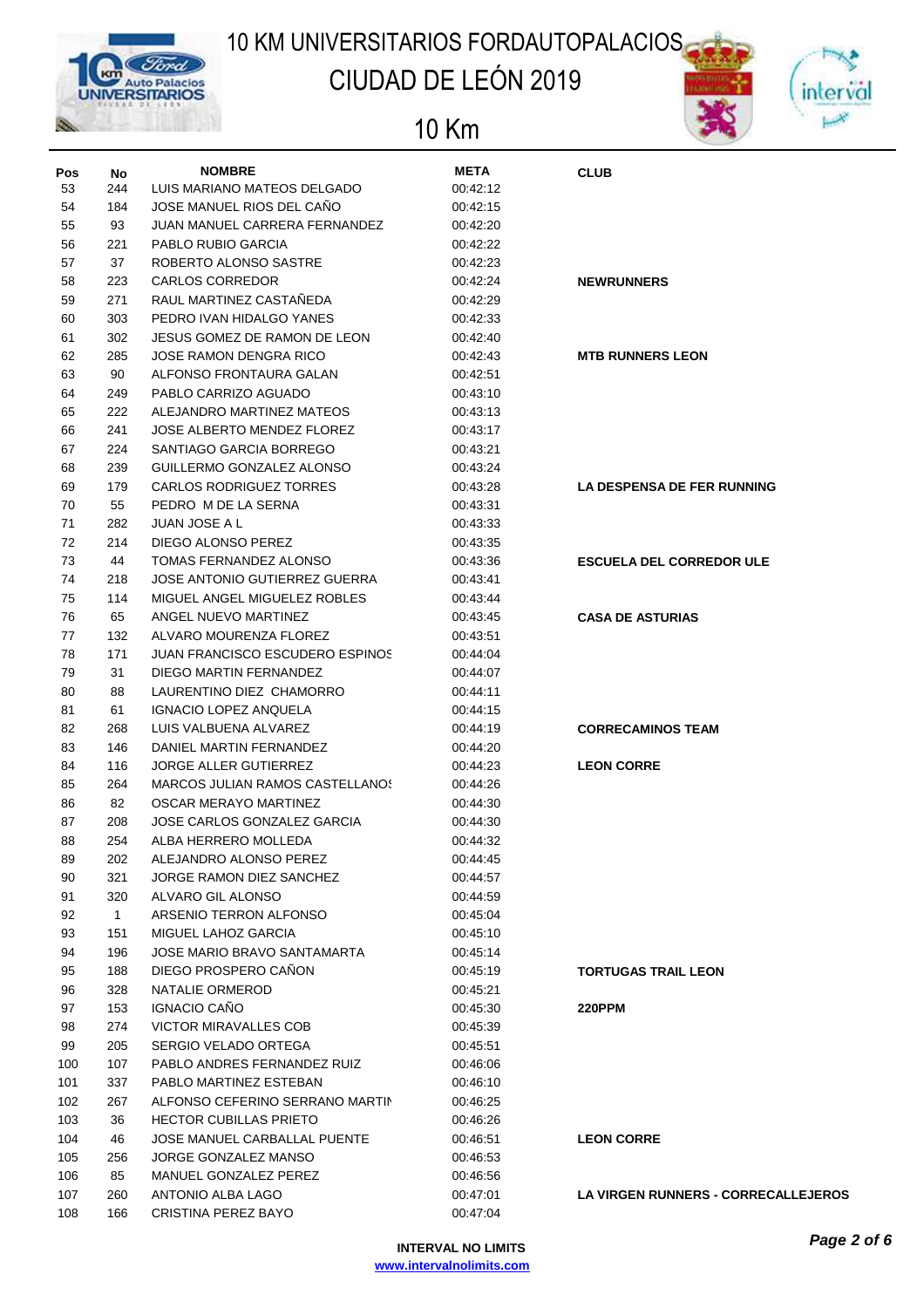# 10 KM UNIVERSITARIOS FORDAUTOPALACIOS CIUDAD DE LEÓN 2019

## 10 Km

| Pos | No | NOMBRE | META | CLUB |
|---|---|---|---|---|
| 53 | 244 | LUIS MARIANO MATEOS DELGADO | 00:42:12 | |
| 54 | 184 | JOSE MANUEL RIOS DEL CAÑO | 00:42:15 | |
| 55 | 93 | JUAN MANUEL CARRERA FERNANDEZ | 00:42:20 | |
| 56 | 221 | PABLO RUBIO GARCIA | 00:42:22 | |
| 57 | 37 | ROBERTO ALONSO SASTRE | 00:42:23 | |
| 58 | 223 | CARLOS CORREDOR | 00:42:24 | NEWRUNNERS |
| 59 | 271 | RAUL MARTINEZ CASTAÑEDA | 00:42:29 | |
| 60 | 303 | PEDRO IVAN HIDALGO YANES | 00:42:33 | |
| 61 | 302 | JESUS GOMEZ DE RAMON DE LEON | 00:42:40 | |
| 62 | 285 | JOSE RAMON DENGRA RICO | 00:42:43 | MTB RUNNERS LEON |
| 63 | 90 | ALFONSO FRONTAURA GALAN | 00:42:51 | |
| 64 | 249 | PABLO CARRIZO AGUADO | 00:43:10 | |
| 65 | 222 | ALEJANDRO MARTINEZ MATEOS | 00:43:13 | |
| 66 | 241 | JOSE ALBERTO MENDEZ FLOREZ | 00:43:17 | |
| 67 | 224 | SANTIAGO GARCIA BORREGO | 00:43:21 | |
| 68 | 239 | GUILLERMO GONZALEZ ALONSO | 00:43:24 | |
| 69 | 179 | CARLOS RODRIGUEZ TORRES | 00:43:28 | LA DESPENSA DE FER RUNNING |
| 70 | 55 | PEDRO M DE LA SERNA | 00:43:31 | |
| 71 | 282 | JUAN JOSE A L | 00:43:33 | |
| 72 | 214 | DIEGO ALONSO PEREZ | 00:43:35 | |
| 73 | 44 | TOMAS FERNANDEZ ALONSO | 00:43:36 | ESCUELA DEL CORREDOR ULE |
| 74 | 218 | JOSE ANTONIO GUTIERREZ GUERRA | 00:43:41 | |
| 75 | 114 | MIGUEL ANGEL MIGUELEZ ROBLES | 00:43:44 | |
| 76 | 65 | ANGEL NUEVO MARTINEZ | 00:43:45 | CASA DE ASTURIAS |
| 77 | 132 | ALVARO MOURENZA FLOREZ | 00:43:51 | |
| 78 | 171 | JUAN FRANCISCO ESCUDERO ESPINOS | 00:44:04 | |
| 79 | 31 | DIEGO MARTIN FERNANDEZ | 00:44:07 | |
| 80 | 88 | LAURENTINO DIEZ CHAMORRO | 00:44:11 | |
| 81 | 61 | IGNACIO LOPEZ ANQUELA | 00:44:15 | |
| 82 | 268 | LUIS VALBUENA ALVAREZ | 00:44:19 | CORRECAMINOS TEAM |
| 83 | 146 | DANIEL MARTIN FERNANDEZ | 00:44:20 | |
| 84 | 116 | JORGE ALLER GUTIERREZ | 00:44:23 | LEON CORRE |
| 85 | 264 | MARCOS JULIAN RAMOS CASTELLANOS | 00:44:26 | |
| 86 | 82 | OSCAR MERAYO MARTINEZ | 00:44:30 | |
| 87 | 208 | JOSE CARLOS GONZALEZ GARCIA | 00:44:30 | |
| 88 | 254 | ALBA HERRERO MOLLEDA | 00:44:32 | |
| 89 | 202 | ALEJANDRO ALONSO PEREZ | 00:44:45 | |
| 90 | 321 | JORGE RAMON DIEZ SANCHEZ | 00:44:57 | |
| 91 | 320 | ALVARO GIL ALONSO | 00:44:59 | |
| 92 | 1 | ARSENIO TERRON ALFONSO | 00:45:04 | |
| 93 | 151 | MIGUEL LAHOZ GARCIA | 00:45:10 | |
| 94 | 196 | JOSE MARIO BRAVO SANTAMARTA | 00:45:14 | |
| 95 | 188 | DIEGO PROSPERO CAÑON | 00:45:19 | TORTUGAS TRAIL LEON |
| 96 | 328 | NATALIE ORMEROD | 00:45:21 | |
| 97 | 153 | IGNACIO CAÑO | 00:45:30 | 220PPM |
| 98 | 274 | VICTOR MIRAVALLES COB | 00:45:39 | |
| 99 | 205 | SERGIO VELADO ORTEGA | 00:45:51 | |
| 100 | 107 | PABLO ANDRES FERNANDEZ RUIZ | 00:46:06 | |
| 101 | 337 | PABLO MARTINEZ ESTEBAN | 00:46:10 | |
| 102 | 267 | ALFONSO CEFERINO SERRANO MARTIN | 00:46:25 | |
| 103 | 36 | HECTOR CUBILLAS PRIETO | 00:46:26 | |
| 104 | 46 | JOSE MANUEL CARBALLAL PUENTE | 00:46:51 | LEON CORRE |
| 105 | 256 | JORGE GONZALEZ MANSO | 00:46:53 | |
| 106 | 85 | MANUEL GONZALEZ PEREZ | 00:46:56 | |
| 107 | 260 | ANTONIO ALBA LAGO | 00:47:01 | LA VIRGEN RUNNERS - CORRECALLEJEROS |
| 108 | 166 | CRISTINA PEREZ BAYO | 00:47:04 | |

**INTERVAL NO LIMITS**
www.intervalnolimits.com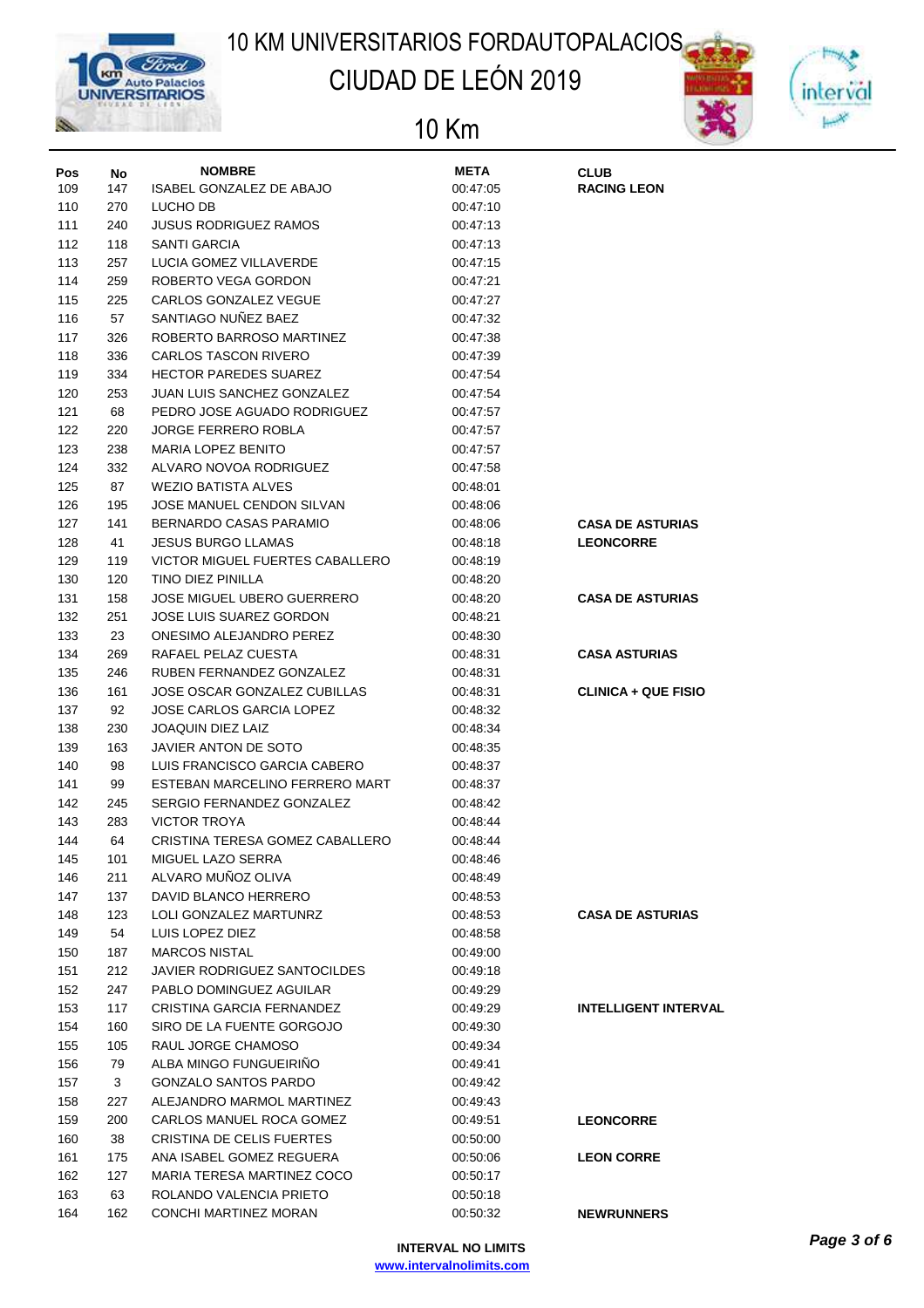# 10 KM UNIVERSITARIOS FORDAUTOPALACIOS CIUDAD DE LEÓN 2019

## 10 Km

| Pos | No | NOMBRE | META | CLUB |
|---|---|---|---|---|
| 109 | 147 | ISABEL GONZALEZ DE ABAJO | 00:47:05 | RACING LEON |
| 110 | 270 | LUCHO DB | 00:47:10 | |
| 111 | 240 | JUSUS RODRIGUEZ RAMOS | 00:47:13 | |
| 112 | 118 | SANTI GARCIA | 00:47:13 | |
| 113 | 257 | LUCIA GOMEZ VILLAVERDE | 00:47:15 | |
| 114 | 259 | ROBERTO VEGA GORDON | 00:47:21 | |
| 115 | 225 | CARLOS GONZALEZ VEGUE | 00:47:27 | |
| 116 | 57 | SANTIAGO NUÑEZ BAEZ | 00:47:32 | |
| 117 | 326 | ROBERTO BARROSO MARTINEZ | 00:47:38 | |
| 118 | 336 | CARLOS TASCON RIVERO | 00:47:39 | |
| 119 | 334 | HECTOR PAREDES SUAREZ | 00:47:54 | |
| 120 | 253 | JUAN LUIS SANCHEZ GONZALEZ | 00:47:54 | |
| 121 | 68 | PEDRO JOSE AGUADO RODRIGUEZ | 00:47:57 | |
| 122 | 220 | JORGE FERRERO ROBLA | 00:47:57 | |
| 123 | 238 | MARIA LOPEZ BENITO | 00:47:57 | |
| 124 | 332 | ALVARO NOVOA RODRIGUEZ | 00:47:58 | |
| 125 | 87 | WEZIO BATISTA ALVES | 00:48:01 | |
| 126 | 195 | JOSE MANUEL CENDON SILVAN | 00:48:06 | |
| 127 | 141 | BERNARDO CASAS PARAMIO | 00:48:06 | CASA DE ASTURIAS |
| 128 | 41 | JESUS BURGO LLAMAS | 00:48:18 | LEONCORRE |
| 129 | 119 | VICTOR MIGUEL FUERTES CABALLERO | 00:48:19 | |
| 130 | 120 | TINO DIEZ PINILLA | 00:48:20 | |
| 131 | 158 | JOSE MIGUEL UBERO GUERRERO | 00:48:20 | CASA DE ASTURIAS |
| 132 | 251 | JOSE LUIS SUAREZ GORDON | 00:48:21 | |
| 133 | 23 | ONESIMO ALEJANDRO PEREZ | 00:48:30 | |
| 134 | 269 | RAFAEL PELAZ CUESTA | 00:48:31 | CASA ASTURIAS |
| 135 | 246 | RUBEN FERNANDEZ GONZALEZ | 00:48:31 | |
| 136 | 161 | JOSE OSCAR GONZALEZ CUBILLAS | 00:48:31 | CLINICA + QUE FISIO |
| 137 | 92 | JOSE CARLOS GARCIA LOPEZ | 00:48:32 | |
| 138 | 230 | JOAQUIN DIEZ LAIZ | 00:48:34 | |
| 139 | 163 | JAVIER ANTON DE SOTO | 00:48:35 | |
| 140 | 98 | LUIS FRANCISCO GARCIA CABERO | 00:48:37 | |
| 141 | 99 | ESTEBAN MARCELINO FERRERO MART | 00:48:37 | |
| 142 | 245 | SERGIO FERNANDEZ GONZALEZ | 00:48:42 | |
| 143 | 283 | VICTOR TROYA | 00:48:44 | |
| 144 | 64 | CRISTINA TERESA GOMEZ CABALLERO | 00:48:44 | |
| 145 | 101 | MIGUEL LAZO SERRA | 00:48:46 | |
| 146 | 211 | ALVARO MUÑOZ OLIVA | 00:48:49 | |
| 147 | 137 | DAVID BLANCO HERRERO | 00:48:53 | |
| 148 | 123 | LOLI GONZALEZ MARTUNRZ | 00:48:53 | CASA DE ASTURIAS |
| 149 | 54 | LUIS LOPEZ DIEZ | 00:48:58 | |
| 150 | 187 | MARCOS NISTAL | 00:49:00 | |
| 151 | 212 | JAVIER RODRIGUEZ SANTOCILDES | 00:49:18 | |
| 152 | 247 | PABLO DOMINGUEZ AGUILAR | 00:49:29 | |
| 153 | 117 | CRISTINA GARCIA FERNANDEZ | 00:49:29 | INTELLIGENT INTERVAL |
| 154 | 160 | SIRO DE LA FUENTE GORGOJO | 00:49:30 | |
| 155 | 105 | RAUL JORGE CHAMOSO | 00:49:34 | |
| 156 | 79 | ALBA MINGO FUNGUEIRIÑO | 00:49:41 | |
| 157 | 3 | GONZALO SANTOS PARDO | 00:49:42 | |
| 158 | 227 | ALEJANDRO MARMOL MARTINEZ | 00:49:43 | |
| 159 | 200 | CARLOS MANUEL ROCA GOMEZ | 00:49:51 | LEONCORRE |
| 160 | 38 | CRISTINA DE CELIS FUERTES | 00:50:00 | |
| 161 | 175 | ANA ISABEL GOMEZ REGUERA | 00:50:06 | LEON CORRE |
| 162 | 127 | MARIA TERESA MARTINEZ COCO | 00:50:17 | |
| 163 | 63 | ROLANDO VALENCIA PRIETO | 00:50:18 | |
| 164 | 162 | CONCHI MARTINEZ MORAN | 00:50:32 | NEWRUNNERS |

**INTERVAL NO LIMITS**
www.intervalnolimits.com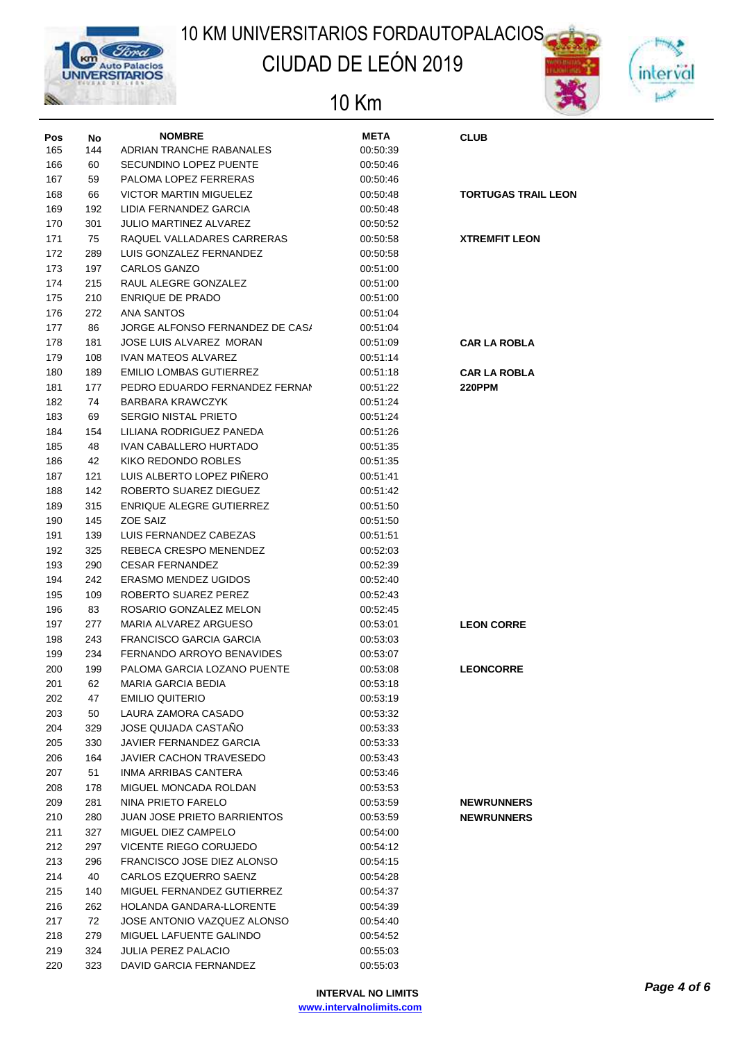# 10 KM UNIVERSITARIOS FORDAUTOPALACIOS

## CIUDAD DE LEÓN 2019

### 10 Km

| Pos | No | NOMBRE | META | CLUB |
|---|---|---|---|---|
| 165 | 144 | ADRIAN TRANCHE RABANALES | 00:50:39 | |
| 166 | 60 | SECUNDINO LOPEZ PUENTE | 00:50:46 | |
| 167 | 59 | PALOMA LOPEZ FERRERAS | 00:50:46 | |
| 168 | 66 | VICTOR MARTIN MIGUELEZ | 00:50:48 | TORTUGAS TRAIL LEON |
| 169 | 192 | LIDIA FERNANDEZ GARCIA | 00:50:48 | |
| 170 | 301 | JULIO MARTINEZ ALVAREZ | 00:50:52 | |
| 171 | 75 | RAQUEL VALLADARES CARRERAS | 00:50:58 | XTREMFIT LEON |
| 172 | 289 | LUIS GONZALEZ FERNANDEZ | 00:50:58 | |
| 173 | 197 | CARLOS GANZO | 00:51:00 | |
| 174 | 215 | RAUL ALEGRE GONZALEZ | 00:51:00 | |
| 175 | 210 | ENRIQUE DE PRADO | 00:51:00 | |
| 176 | 272 | ANA SANTOS | 00:51:04 | |
| 177 | 86 | JORGE ALFONSO FERNANDEZ DE CAS/ | 00:51:04 | |
| 178 | 181 | JOSE LUIS ALVAREZ MORAN | 00:51:09 | CAR LA ROBLA |
| 179 | 108 | IVAN MATEOS ALVAREZ | 00:51:14 | |
| 180 | 189 | EMILIO LOMBAS GUTIERREZ | 00:51:18 | CAR LA ROBLA |
| 181 | 177 | PEDRO EDUARDO FERNANDEZ FERNAI | 00:51:22 | 220PPM |
| 182 | 74 | BARBARA KRAWCZYK | 00:51:24 | |
| 183 | 69 | SERGIO NISTAL PRIETO | 00:51:24 | |
| 184 | 154 | LILIANA RODRIGUEZ PANEDA | 00:51:26 | |
| 185 | 48 | IVAN CABALLERO HURTADO | 00:51:35 | |
| 186 | 42 | KIKO REDONDO ROBLES | 00:51:35 | |
| 187 | 121 | LUIS ALBERTO LOPEZ PIÑERO | 00:51:41 | |
| 188 | 142 | ROBERTO SUAREZ DIEGUEZ | 00:51:42 | |
| 189 | 315 | ENRIQUE ALEGRE GUTIERREZ | 00:51:50 | |
| 190 | 145 | ZOE SAIZ | 00:51:50 | |
| 191 | 139 | LUIS FERNANDEZ CABEZAS | 00:51:51 | |
| 192 | 325 | REBECA CRESPO MENENDEZ | 00:52:03 | |
| 193 | 290 | CESAR FERNANDEZ | 00:52:39 | |
| 194 | 242 | ERASMO MENDEZ UGIDOS | 00:52:40 | |
| 195 | 109 | ROBERTO SUAREZ PEREZ | 00:52:43 | |
| 196 | 83 | ROSARIO GONZALEZ MELON | 00:52:45 | |
| 197 | 277 | MARIA ALVAREZ ARGUESO | 00:53:01 | LEON CORRE |
| 198 | 243 | FRANCISCO GARCIA GARCIA | 00:53:03 | |
| 199 | 234 | FERNANDO ARROYO BENAVIDES | 00:53:07 | |
| 200 | 199 | PALOMA GARCIA LOZANO PUENTE | 00:53:08 | LEONCORRE |
| 201 | 62 | MARIA GARCIA BEDIA | 00:53:18 | |
| 202 | 47 | EMILIO QUITERIO | 00:53:19 | |
| 203 | 50 | LAURA ZAMORA CASADO | 00:53:32 | |
| 204 | 329 | JOSE QUIJADA CASTAÑO | 00:53:33 | |
| 205 | 330 | JAVIER FERNANDEZ GARCIA | 00:53:33 | |
| 206 | 164 | JAVIER CACHON TRAVESEDO | 00:53:43 | |
| 207 | 51 | INMA ARRIBAS CANTERA | 00:53:46 | |
| 208 | 178 | MIGUEL MONCADA ROLDAN | 00:53:53 | |
| 209 | 281 | NINA PRIETO FARELO | 00:53:59 | NEWRUNNERS |
| 210 | 280 | JUAN JOSE PRIETO BARRIENTOS | 00:53:59 | NEWRUNNERS |
| 211 | 327 | MIGUEL DIEZ CAMPELO | 00:54:00 | |
| 212 | 297 | VICENTE RIEGO CORUJEDO | 00:54:12 | |
| 213 | 296 | FRANCISCO JOSE DIEZ ALONSO | 00:54:15 | |
| 214 | 40 | CARLOS EZQUERRO SAENZ | 00:54:28 | |
| 215 | 140 | MIGUEL FERNANDEZ GUTIERREZ | 00:54:37 | |
| 216 | 262 | HOLANDA GANDARA-LLORENTE | 00:54:39 | |
| 217 | 72 | JOSE ANTONIO VAZQUEZ ALONSO | 00:54:40 | |
| 218 | 279 | MIGUEL LAFUENTE GALINDO | 00:54:52 | |
| 219 | 324 | JULIA PEREZ PALACIO | 00:55:03 | |
| 220 | 323 | DAVID GARCIA FERNANDEZ | 00:55:03 | |

**INTERVAL NO LIMITS**
www.intervalnolimits.com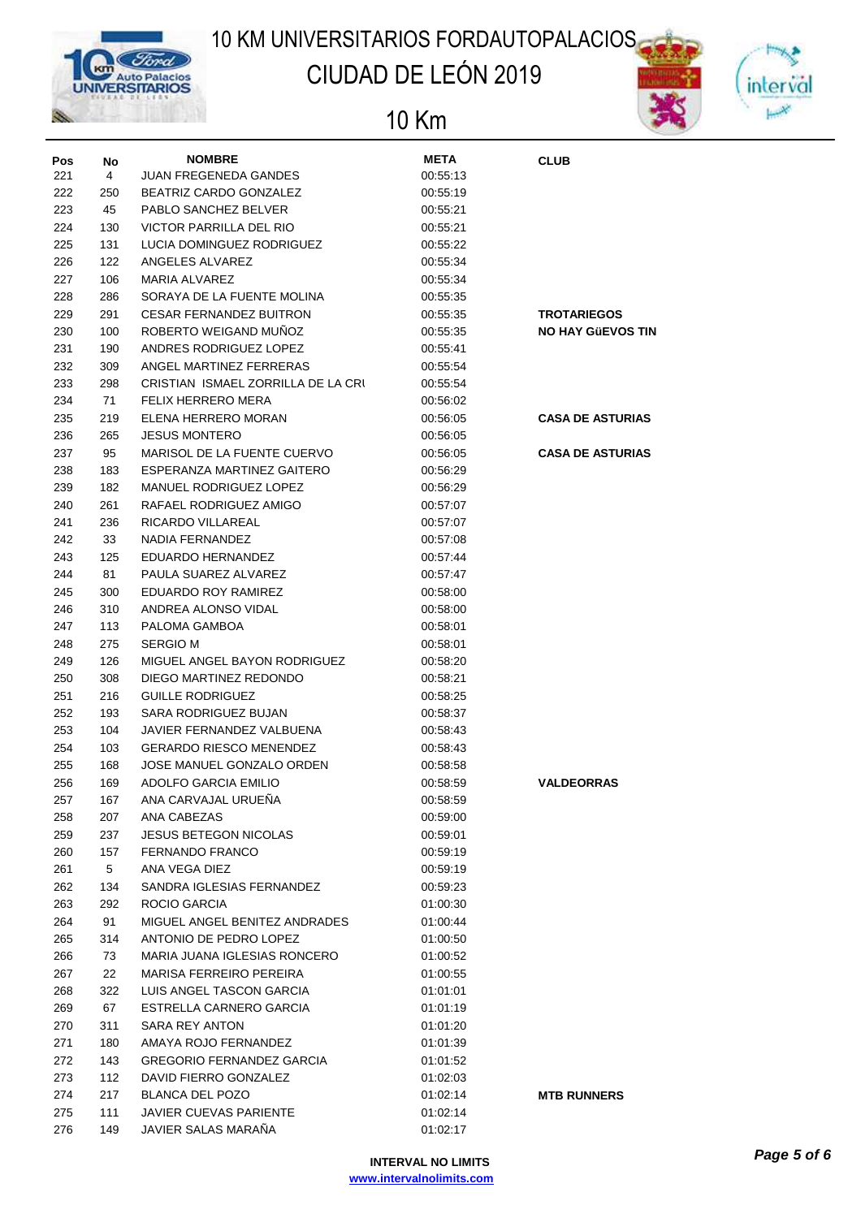# 10 KM UNIVERSITARIOS FORDAUTOPALACIOS CIUDAD DE LEÓN 2019

## 10 Km

| Pos | No | NOMBRE | META | CLUB |
|---|---|---|---|---|
| 221 | 4 | JUAN FREGENEDA GANDES | 00:55:13 | |
| 222 | 250 | BEATRIZ CARDO GONZALEZ | 00:55:19 | |
| 223 | 45 | PABLO SANCHEZ BELVER | 00:55:21 | |
| 224 | 130 | VICTOR PARRILLA DEL RIO | 00:55:21 | |
| 225 | 131 | LUCIA DOMINGUEZ RODRIGUEZ | 00:55:22 | |
| 226 | 122 | ANGELES ALVAREZ | 00:55:34 | |
| 227 | 106 | MARIA ALVAREZ | 00:55:34 | |
| 228 | 286 | SORAYA DE LA FUENTE MOLINA | 00:55:35 | |
| 229 | 291 | CESAR FERNANDEZ BUITRON | 00:55:35 | **TROTARIEGOS** |
| 230 | 100 | ROBERTO WEIGAND MUÑOZ | 00:55:35 | **NO HAY GüEVOS TIN** |
| 231 | 190 | ANDRES RODRIGUEZ LOPEZ | 00:55:41 | |
| 232 | 309 | ANGEL MARTINEZ FERRERAS | 00:55:54 | |
| 233 | 298 | CRISTIAN ISMAEL ZORRILLA DE LA CRI | 00:55:54 | |
| 234 | 71 | FELIX HERRERO MERA | 00:56:02 | |
| 235 | 219 | ELENA HERRERO MORAN | 00:56:05 | **CASA DE ASTURIAS** |
| 236 | 265 | JESUS MONTERO | 00:56:05 | |
| 237 | 95 | MARISOL DE LA FUENTE CUERVO | 00:56:05 | **CASA DE ASTURIAS** |
| 238 | 183 | ESPERANZA MARTINEZ GAITERO | 00:56:29 | |
| 239 | 182 | MANUEL RODRIGUEZ LOPEZ | 00:56:29 | |
| 240 | 261 | RAFAEL RODRIGUEZ AMIGO | 00:57:07 | |
| 241 | 236 | RICARDO VILLAREAL | 00:57:07 | |
| 242 | 33 | NADIA FERNANDEZ | 00:57:08 | |
| 243 | 125 | EDUARDO HERNANDEZ | 00:57:44 | |
| 244 | 81 | PAULA SUAREZ ALVAREZ | 00:57:47 | |
| 245 | 300 | EDUARDO ROY RAMIREZ | 00:58:00 | |
| 246 | 310 | ANDREA ALONSO VIDAL | 00:58:00 | |
| 247 | 113 | PALOMA GAMBOA | 00:58:01 | |
| 248 | 275 | SERGIO M | 00:58:01 | |
| 249 | 126 | MIGUEL ANGEL BAYON RODRIGUEZ | 00:58:20 | |
| 250 | 308 | DIEGO MARTINEZ REDONDO | 00:58:21 | |
| 251 | 216 | GUILLE RODRIGUEZ | 00:58:25 | |
| 252 | 193 | SARA RODRIGUEZ BUJAN | 00:58:37 | |
| 253 | 104 | JAVIER FERNANDEZ VALBUENA | 00:58:43 | |
| 254 | 103 | GERARDO RIESCO MENENDEZ | 00:58:43 | |
| 255 | 168 | JOSE MANUEL GONZALO ORDEN | 00:58:58 | |
| 256 | 169 | ADOLFO GARCIA EMILIO | 00:58:59 | **VALDEORRAS** |
| 257 | 167 | ANA CARVAJAL URUEÑA | 00:58:59 | |
| 258 | 207 | ANA CABEZAS | 00:59:00 | |
| 259 | 237 | JESUS BETEGON NICOLAS | 00:59:01 | |
| 260 | 157 | FERNANDO FRANCO | 00:59:19 | |
| 261 | 5 | ANA VEGA DIEZ | 00:59:19 | |
| 262 | 134 | SANDRA IGLESIAS FERNANDEZ | 00:59:23 | |
| 263 | 292 | ROCIO GARCIA | 01:00:30 | |
| 264 | 91 | MIGUEL ANGEL BENITEZ ANDRADES | 01:00:44 | |
| 265 | 314 | ANTONIO DE PEDRO LOPEZ | 01:00:50 | |
| 266 | 73 | MARIA JUANA IGLESIAS RONCERO | 01:00:52 | |
| 267 | 22 | MARISA FERREIRO PEREIRA | 01:00:55 | |
| 268 | 322 | LUIS ANGEL TASCON GARCIA | 01:01:01 | |
| 269 | 67 | ESTRELLA CARNERO GARCIA | 01:01:19 | |
| 270 | 311 | SARA REY ANTON | 01:01:20 | |
| 271 | 180 | AMAYA ROJO FERNANDEZ | 01:01:39 | |
| 272 | 143 | GREGORIO FERNANDEZ GARCIA | 01:01:52 | |
| 273 | 112 | DAVID FIERRO GONZALEZ | 01:02:03 | |
| 274 | 217 | BLANCA DEL POZO | 01:02:14 | **MTB RUNNERS** |
| 275 | 111 | JAVIER CUEVAS PARIENTE | 01:02:14 | |
| 276 | 149 | JAVIER SALAS MARAÑA | 01:02:17 | |

**INTERVAL NO LIMITS**
www.intervalnolimits.com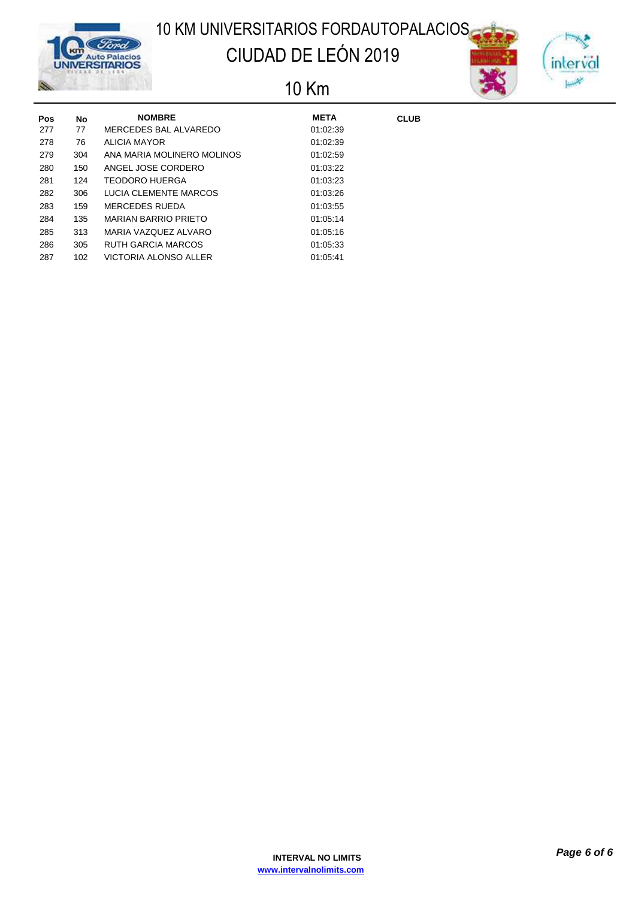# 10 KM UNIVERSITARIOS FORDAUTOPALACIOS CIUDAD DE LEÓN 2019

## 10 Km

| Pos | No | NOMBRE | META | CLUB |
|---|---|---|---|---|
| 277 | 77 | MERCEDES BAL ALVAREDO | 01:02:39 | |
| 278 | 76 | ALICIA MAYOR | 01:02:39 | |
| 279 | 304 | ANA MARIA MOLINERO MOLINOS | 01:02:59 | |
| 280 | 150 | ANGEL JOSE CORDERO | 01:03:22 | |
| 281 | 124 | TEODORO HUERGA | 01:03:23 | |
| 282 | 306 | LUCIA CLEMENTE MARCOS | 01:03:26 | |
| 283 | 159 | MERCEDES RUEDA | 01:03:55 | |
| 284 | 135 | MARIAN BARRIO PRIETO | 01:05:14 | |
| 285 | 313 | MARIA VAZQUEZ ALVARO | 01:05:16 | |
| 286 | 305 | RUTH GARCIA MARCOS | 01:05:33 | |
| 287 | 102 | VICTORIA ALONSO ALLER | 01:05:41 | |

**INTERVAL NO LIMITS**
www.intervalnolimits.com